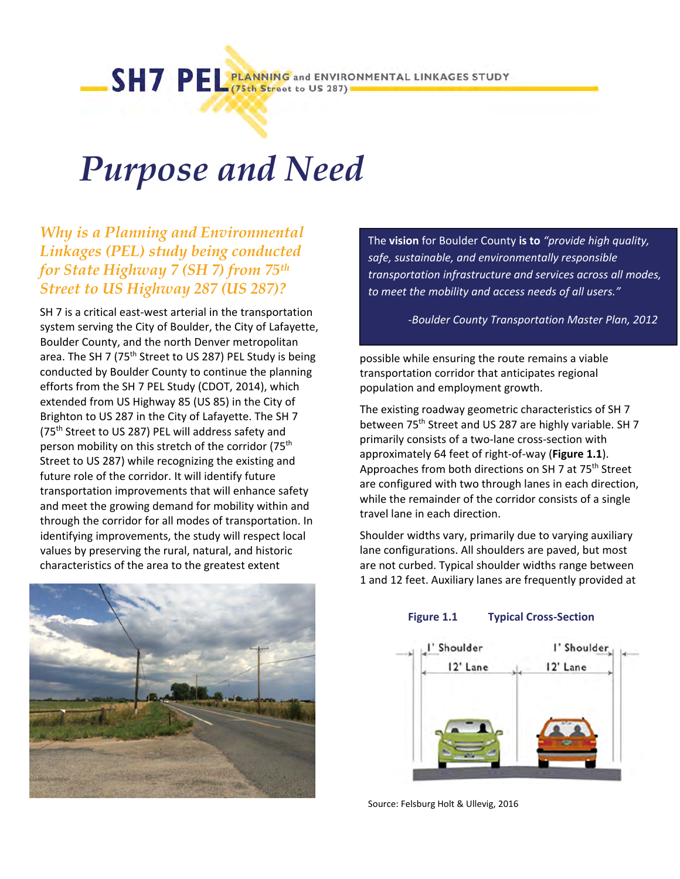SH7 PEL PLANNING and ENVIRONMENTAL LINKAGES STUDY (75th Street to US 287)

# Purpose and Need

## *Why is a Planning and Environmental Linkages (PEL) study being conducted for State Highway 7 (SH 7) from 75th Street to US Highway 287 (US 287)?*

SH 7 is a critical east-west arterial in the transportation system serving the City of Boulder, the City of Lafayette, Boulder County, and the north Denver metropolitan area. The SH 7 (75th Street to US 287) PEL Study is being conducted by Boulder County to continue the planning efforts from the SH 7 PEL Study (CDOT, 2014), which extended from US Highway 85 (US 85) in the City of Brighton to US 287 in the City of Lafayette. The SH 7 (75th Street to US 287) PEL will address safety and person mobility on this stretch of the corridor (75th Street to US 287) while recognizing the existing and future role of the corridor. It will identify future transportation improvements that will enhance safety and meet the growing demand for mobility within and through the corridor for all modes of transportation. In identifying improvements, the study will respect local values by preserving the rural, natural, and historic characteristics of the area to the greatest extent possible while ensuring the route remains a viable transportation corridor that anticipates regional population and employment growth.

> The **vision** for Boulder County **is to** *"provide high quality, safe, sustainable, and environmentally responsible transportation infrastructure and services across all modes, to meet the mobility and access needs of all users."*
>
> *-Boulder County Transportation Master Plan, 2012*

The existing roadway geometric characteristics of SH 7 between 75th Street and US 287 are highly variable. SH 7 primarily consists of a two-lane cross-section with approximately 64 feet of right-of-way (**Figure 1.1**). Approaches from both directions on SH 7 at 75th Street are configured with two through lanes in each direction, while the remainder of the corridor consists of a single travel lane in each direction.

Shoulder widths vary, primarily due to varying auxiliary lane configurations. All shoulders are paved, but most are not curbed. Typical shoulder widths range between 1 and 12 feet. Auxiliary lanes are frequently provided at

**Figure 1.1 Typical Cross-Section**

Source: Felsburg Holt & Ullevig, 2016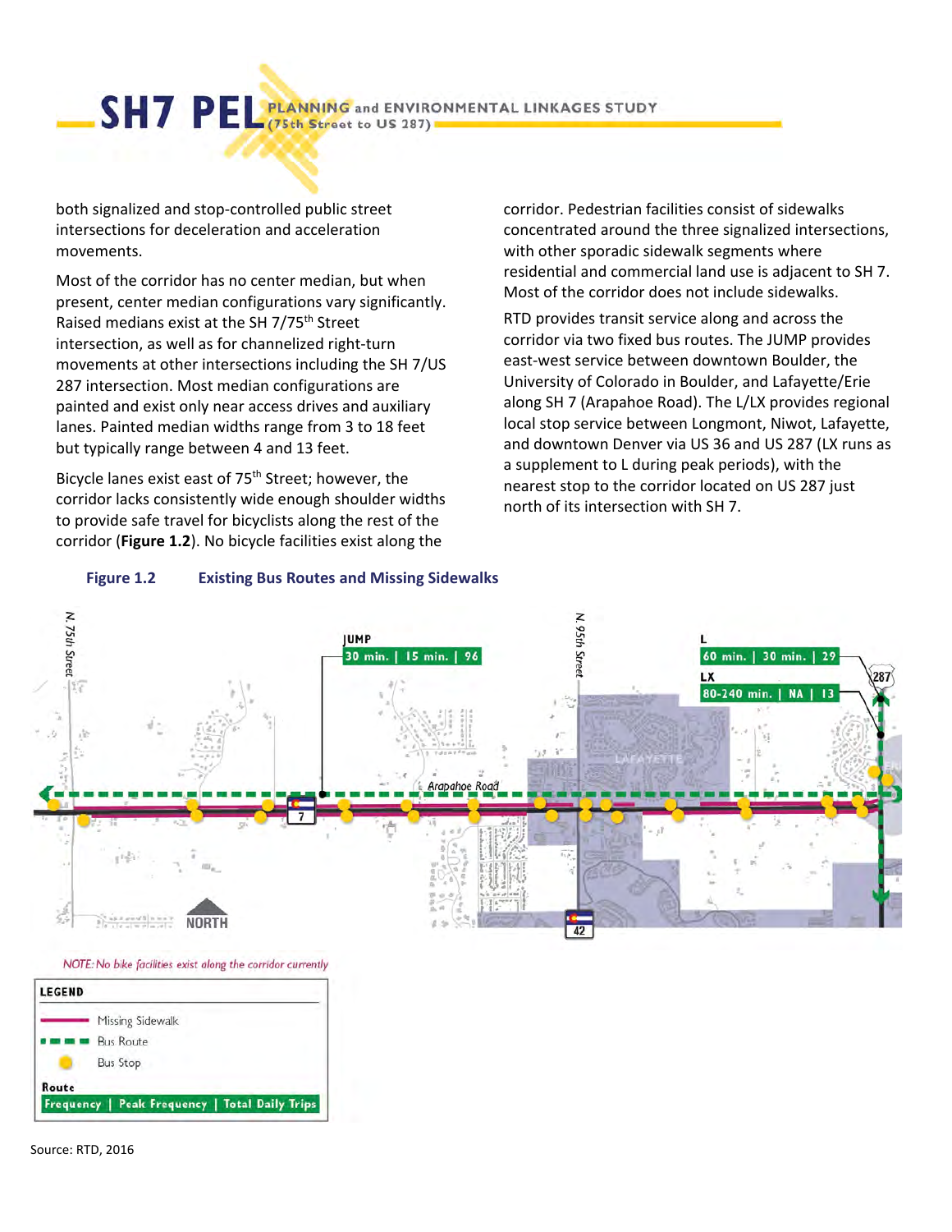both signalized and stop-controlled public street intersections for deceleration and acceleration movements.

Most of the corridor has no center median, but when present, center median configurations vary significantly. Raised medians exist at the SH 7/75th Street intersection, as well as for channelized right-turn movements at other intersections including the SH 7/US 287 intersection. Most median configurations are painted and exist only near access drives and auxiliary lanes. Painted median widths range from 3 to 18 feet but typically range between 4 and 13 feet.

Bicycle lanes exist east of 75th Street; however, the corridor lacks consistently wide enough shoulder widths to provide safe travel for bicyclists along the rest of the corridor (**Figure 1.2**). No bicycle facilities exist along the corridor. Pedestrian facilities consist of sidewalks concentrated around the three signalized intersections, with other sporadic sidewalk segments where residential and commercial land use is adjacent to SH 7. Most of the corridor does not include sidewalks.

RTD provides transit service along and across the corridor via two fixed bus routes. The JUMP provides east-west service between downtown Boulder, the University of Colorado in Boulder, and Lafayette/Erie along SH 7 (Arapahoe Road). The L/LX provides regional local stop service between Longmont, Niwot, Lafayette, and downtown Denver via US 36 and US 287 (LX runs as a supplement to L during peak periods), with the nearest stop to the corridor located on US 287 just north of its intersection with SH 7.

**Figure 1.2 Existing Bus Routes and Missing Sidewalks**

N. 75th Street | N. 95th Street | Arapahoe Road | LAFAYETTE | NORTH

JUMP: 30 min. | 15 min. | 96

L: 60 min. | 30 min. | 29

LX: 80-240 min. | NA | 13

*NOTE: No bike facilities exist along the corridor currently*

**LEGEND**

- Missing Sidewalk
- Bus Route
- Bus Stop

**Route**
Frequency | Peak Frequency | Total Daily Trips

Source: RTD, 2016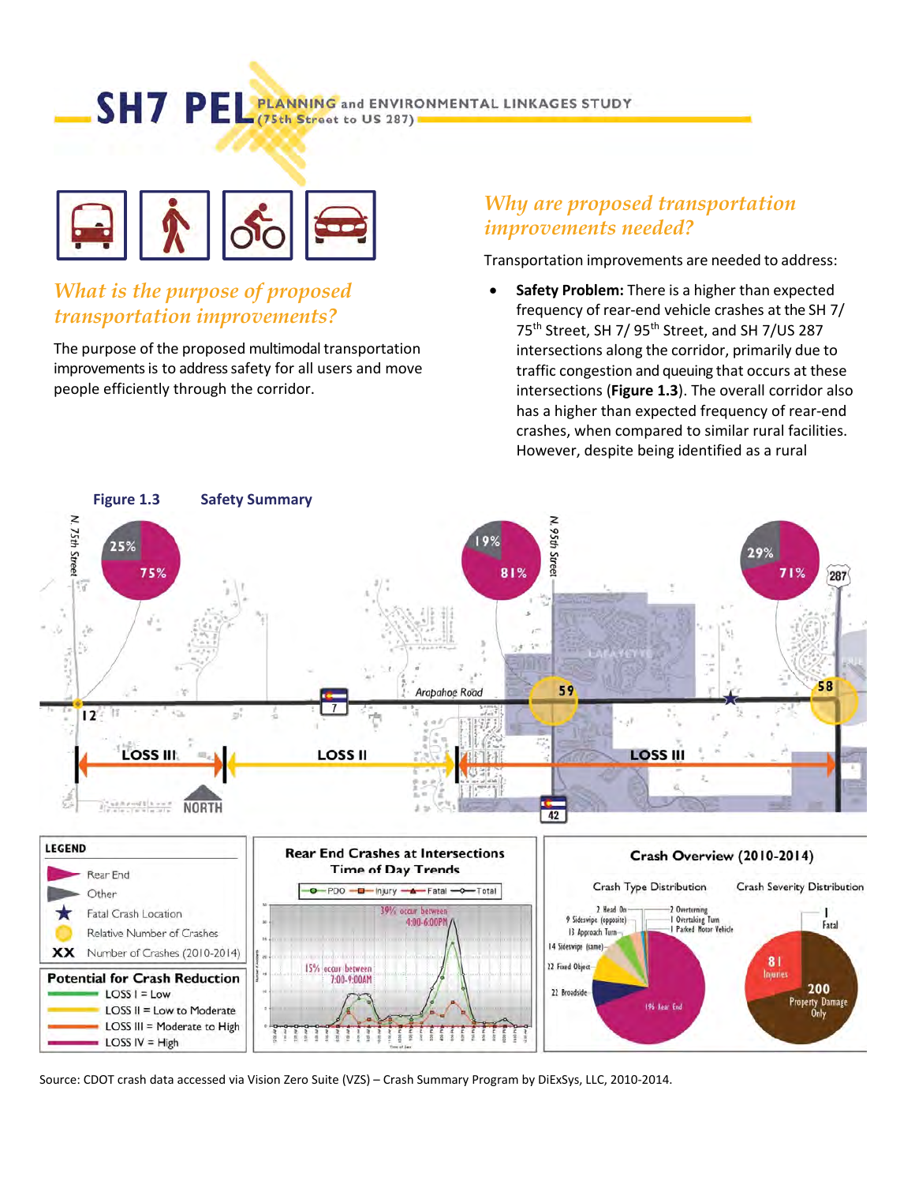# SH7 PEL PLANNING and ENVIRONMENTAL LINKAGES STUDY (75th Street to US 287)

## *What is the purpose of proposed transportation improvements?*

The purpose of the proposed multimodal transportation improvements is to address safety for all users and move people efficiently through the corridor.

## *Why are proposed transportation improvements needed?*

Transportation improvements are needed to address:

- **Safety Problem:** There is a higher than expected frequency of rear-end vehicle crashes at the SH 7/ 75th Street, SH 7/ 95th Street, and SH 7/US 287 intersections along the corridor, primarily due to traffic congestion and queuing that occurs at these intersections (**Figure 1.3**). The overall corridor also has a higher than expected frequency of rear-end crashes, when compared to similar rural facilities. However, despite being identified as a rural

**Figure 1.3 Safety Summary**

Source: CDOT crash data accessed via Vision Zero Suite (VZS) – Crash Summary Program by DiExSys, LLC, 2010-2014.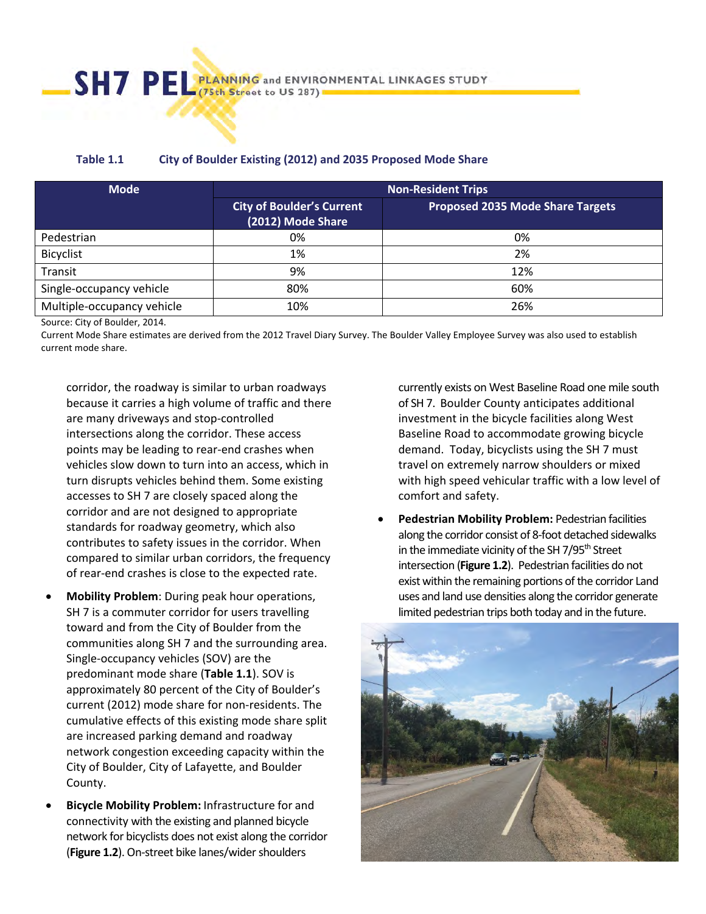**Table 1.1 City of Boulder Existing (2012) and 2035 Proposed Mode Share**

| Mode | Non-Resident Trips | |
|---|---|---|
| | City of Boulder's Current (2012) Mode Share | Proposed 2035 Mode Share Targets |
| Pedestrian | 0% | 0% |
| Bicyclist | 1% | 2% |
| Transit | 9% | 12% |
| Single-occupancy vehicle | 80% | 60% |
| Multiple-occupancy vehicle | 10% | 26% |

Source: City of Boulder, 2014.
Current Mode Share estimates are derived from the 2012 Travel Diary Survey. The Boulder Valley Employee Survey was also used to establish current mode share.

corridor, the roadway is similar to urban roadways because it carries a high volume of traffic and there are many driveways and stop-controlled intersections along the corridor. These access points may be leading to rear-end crashes when vehicles slow down to turn into an access, which in turn disrupts vehicles behind them. Some existing accesses to SH 7 are closely spaced along the corridor and are not designed to appropriate standards for roadway geometry, which also contributes to safety issues in the corridor. When compared to similar urban corridors, the frequency of rear-end crashes is close to the expected rate.

- **Mobility Problem**: During peak hour operations, SH 7 is a commuter corridor for users travelling toward and from the City of Boulder from the communities along SH 7 and the surrounding area. Single-occupancy vehicles (SOV) are the predominant mode share (**Table 1.1**). SOV is approximately 80 percent of the City of Boulder's current (2012) mode share for non-residents. The cumulative effects of this existing mode share split are increased parking demand and roadway network congestion exceeding capacity within the City of Boulder, City of Lafayette, and Boulder County.
- **Bicycle Mobility Problem:** Infrastructure for and connectivity with the existing and planned bicycle network for bicyclists does not exist along the corridor (**Figure 1.2**). On-street bike lanes/wider shoulders currently exists on West Baseline Road one mile south of SH 7. Boulder County anticipates additional investment in the bicycle facilities along West Baseline Road to accommodate growing bicycle demand. Today, bicyclists using the SH 7 must travel on extremely narrow shoulders or mixed with high speed vehicular traffic with a low level of comfort and safety.
- **Pedestrian Mobility Problem:** Pedestrian facilities along the corridor consist of 8-foot detached sidewalks in the immediate vicinity of the SH 7/95th Street intersection (**Figure 1.2**). Pedestrian facilities do not exist within the remaining portions of the corridor Land uses and land use densities along the corridor generate limited pedestrian trips both today and in the future.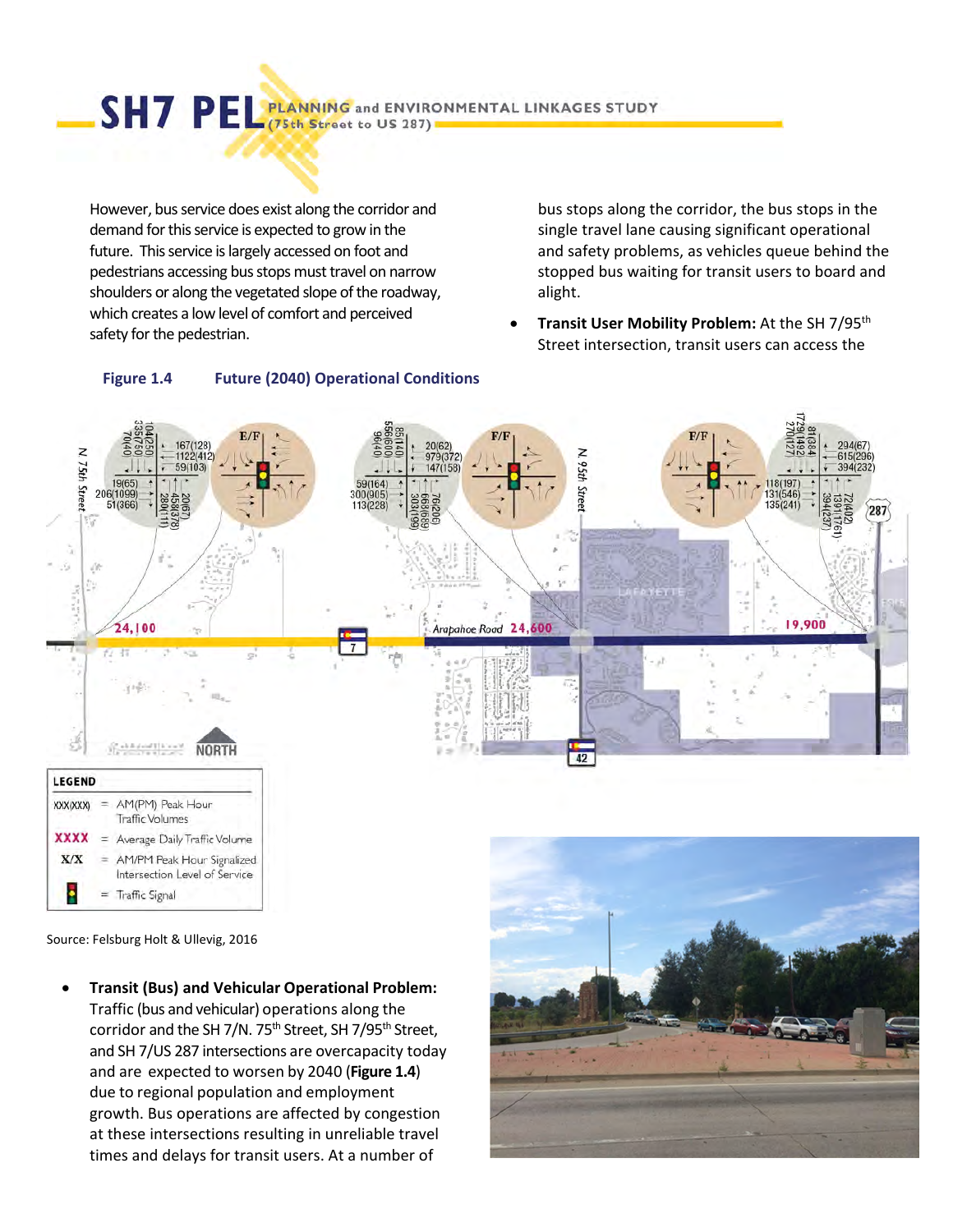However, bus service does exist along the corridor and demand for this service is expected to grow in the future. This service is largely accessed on foot and pedestrians accessing bus stops must travel on narrow shoulders or along the vegetated slope of the roadway, which creates a low level of comfort and perceived safety for the pedestrian.

**Figure 1.4 Future (2040) Operational Conditions**

Source: Felsburg Holt & Ullevig, 2016

- **Transit (Bus) and Vehicular Operational Problem:** Traffic (bus and vehicular) operations along the corridor and the SH 7/N. 75th Street, SH 7/95th Street, and SH 7/US 287 intersections are overcapacity today and are expected to worsen by 2040 (**Figure 1.4**) due to regional population and employment growth. Bus operations are affected by congestion at these intersections resulting in unreliable travel times and delays for transit users. At a number of bus stops along the corridor, the bus stops in the single travel lane causing significant operational and safety problems, as vehicles queue behind the stopped bus waiting for transit users to board and alight.
- **Transit User Mobility Problem:** At the SH 7/95th Street intersection, transit users can access the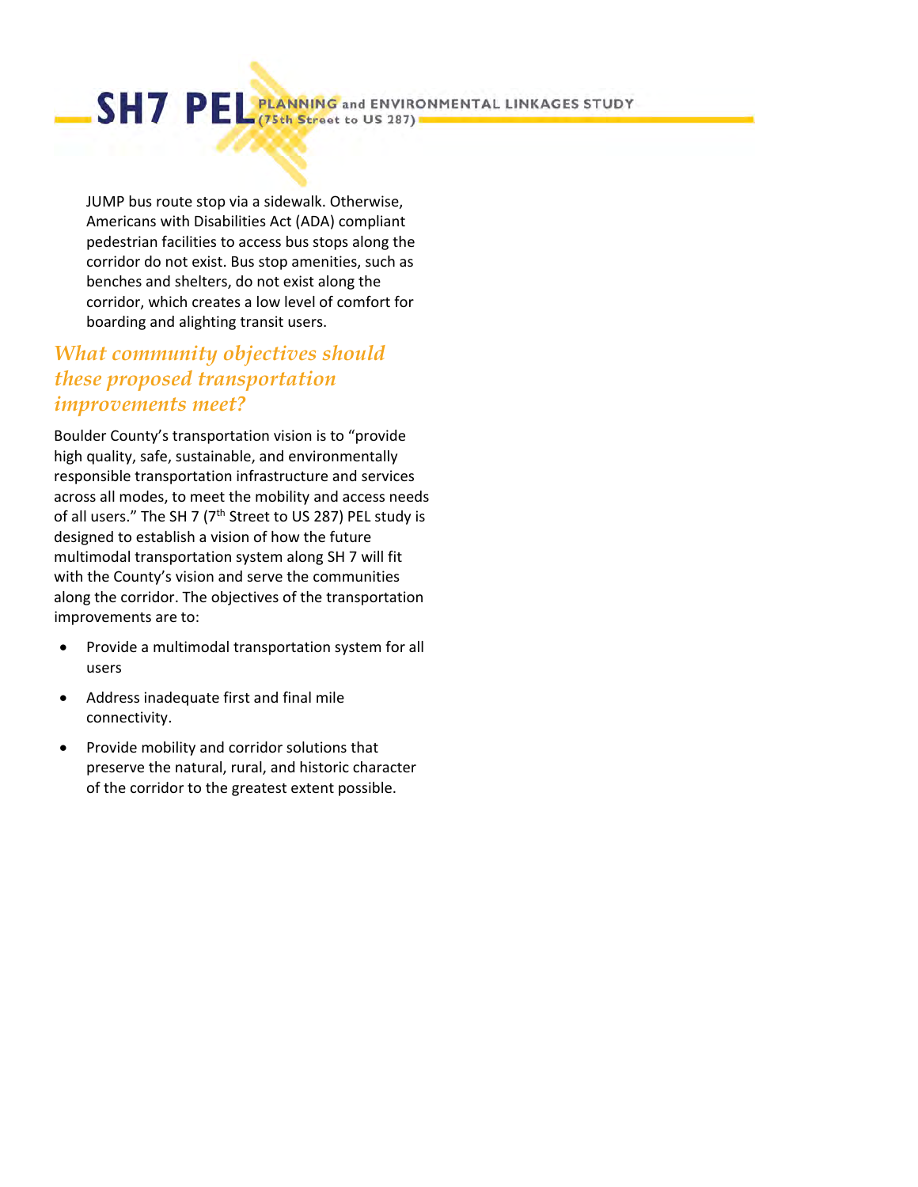JUMP bus route stop via a sidewalk. Otherwise, Americans with Disabilities Act (ADA) compliant pedestrian facilities to access bus stops along the corridor do not exist. Bus stop amenities, such as benches and shelters, do not exist along the corridor, which creates a low level of comfort for boarding and alighting transit users.

## *What community objectives should these proposed transportation improvements meet?*

Boulder County's transportation vision is to "provide high quality, safe, sustainable, and environmentally responsible transportation infrastructure and services across all modes, to meet the mobility and access needs of all users." The SH 7 (7th Street to US 287) PEL study is designed to establish a vision of how the future multimodal transportation system along SH 7 will fit with the County's vision and serve the communities along the corridor. The objectives of the transportation improvements are to:

- Provide a multimodal transportation system for all users
- Address inadequate first and final mile connectivity.
- Provide mobility and corridor solutions that preserve the natural, rural, and historic character of the corridor to the greatest extent possible.